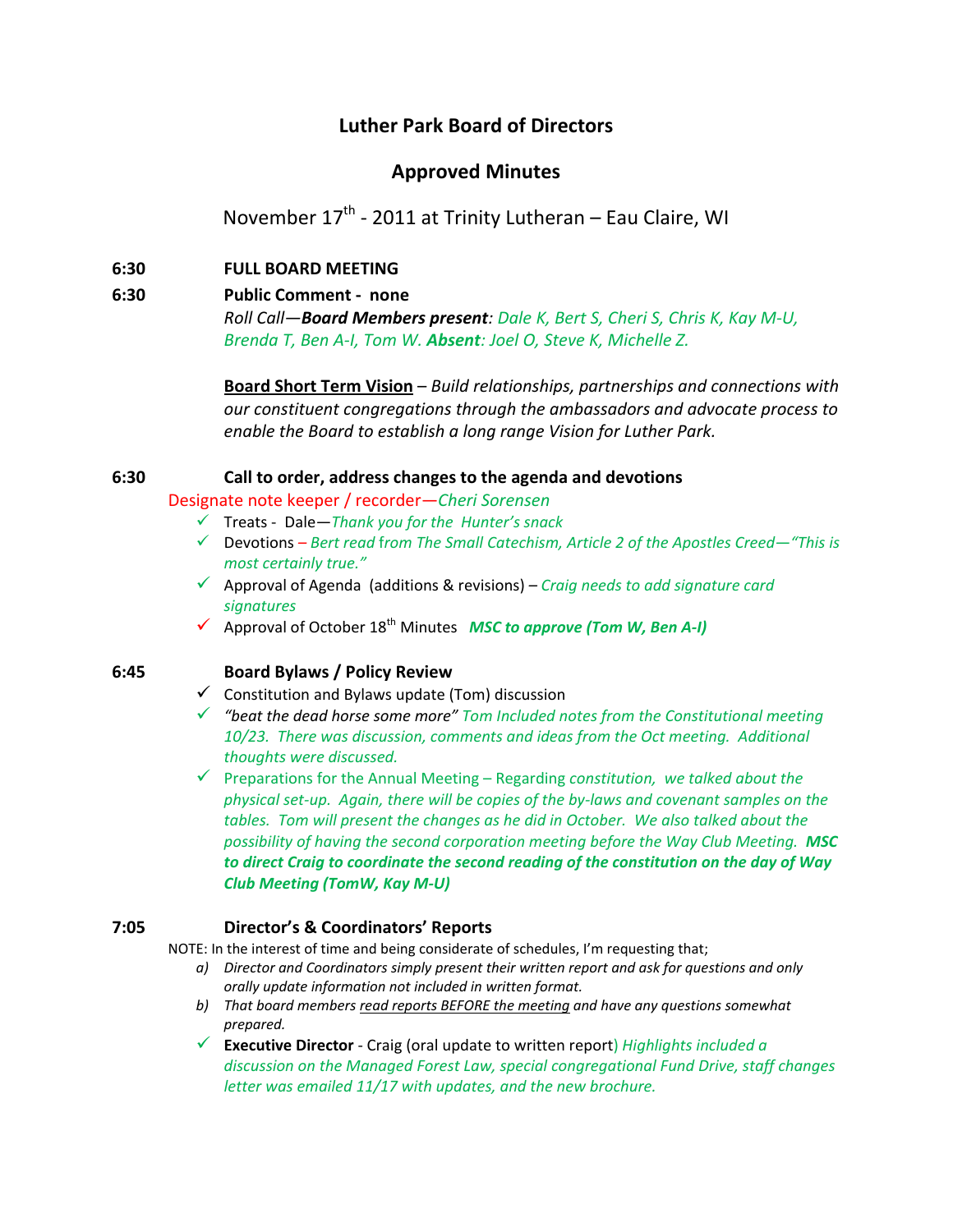# Luther Park Board of Directors

## Approved Minutes

November 17th - 2011 at Trinity Lutheran – Eau Claire, WI

**6:30 FULL BOARD MEETING**

**6:30 Public Comment - none**

*Roll Call—**Board Members present**: Dale K, Bert S, Cheri S, Chris K, Kay M-U, Brenda T, Ben A-I, Tom W. **Absent**: Joel O, Steve K, Michelle Z.*

**Board Short Term Vision** – *Build relationships, partnerships and connections with our constituent congregations through the ambassadors and advocate process to enable the Board to establish a long range Vision for Luther Park.*

**6:30 Call to order, address changes to the agenda and devotions**

Designate note keeper / recorder—*Cheri Sorensen*

- ✓ Treats - Dale—*Thank you for the Hunter's snack*
- ✓ Devotions – *Bert read from The Small Catechism, Article 2 of the Apostles Creed—"This is most certainly true."*
- ✓ Approval of Agenda (additions & revisions) – *Craig needs to add signature card signatures*
- ✓ Approval of October 18th Minutes ***MSC to approve (Tom W, Ben A-I)***

**6:45 Board Bylaws / Policy Review**

- ✓ Constitution and Bylaws update (Tom) discussion
- ✓ *"beat the dead horse some more" Tom Included notes from the Constitutional meeting 10/23. There was discussion, comments and ideas from the Oct meeting. Additional thoughts were discussed.*
- ✓ Preparations for the Annual Meeting – Regarding *constitution, we talked about the physical set-up. Again, there will be copies of the by-laws and covenant samples on the tables. Tom will present the changes as he did in October. We also talked about the possibility of having the second corporation meeting before the Way Club Meeting.* ***MSC to direct Craig to coordinate the second reading of the constitution on the day of Way Club Meeting (TomW, Kay M-U)***

**7:05 Director's & Coordinators' Reports**

NOTE: In the interest of time and being considerate of schedules, I'm requesting that;

a) *Director and Coordinators simply present their written report and ask for questions and only orally update information not included in written format.*
b) *That board members read reports BEFORE the meeting and have any questions somewhat prepared.*

- ✓ **Executive Director** - Craig (oral update to written report) *Highlights included a discussion on the Managed Forest Law, special congregational Fund Drive, staff changes letter was emailed 11/17 with updates, and the new brochure.*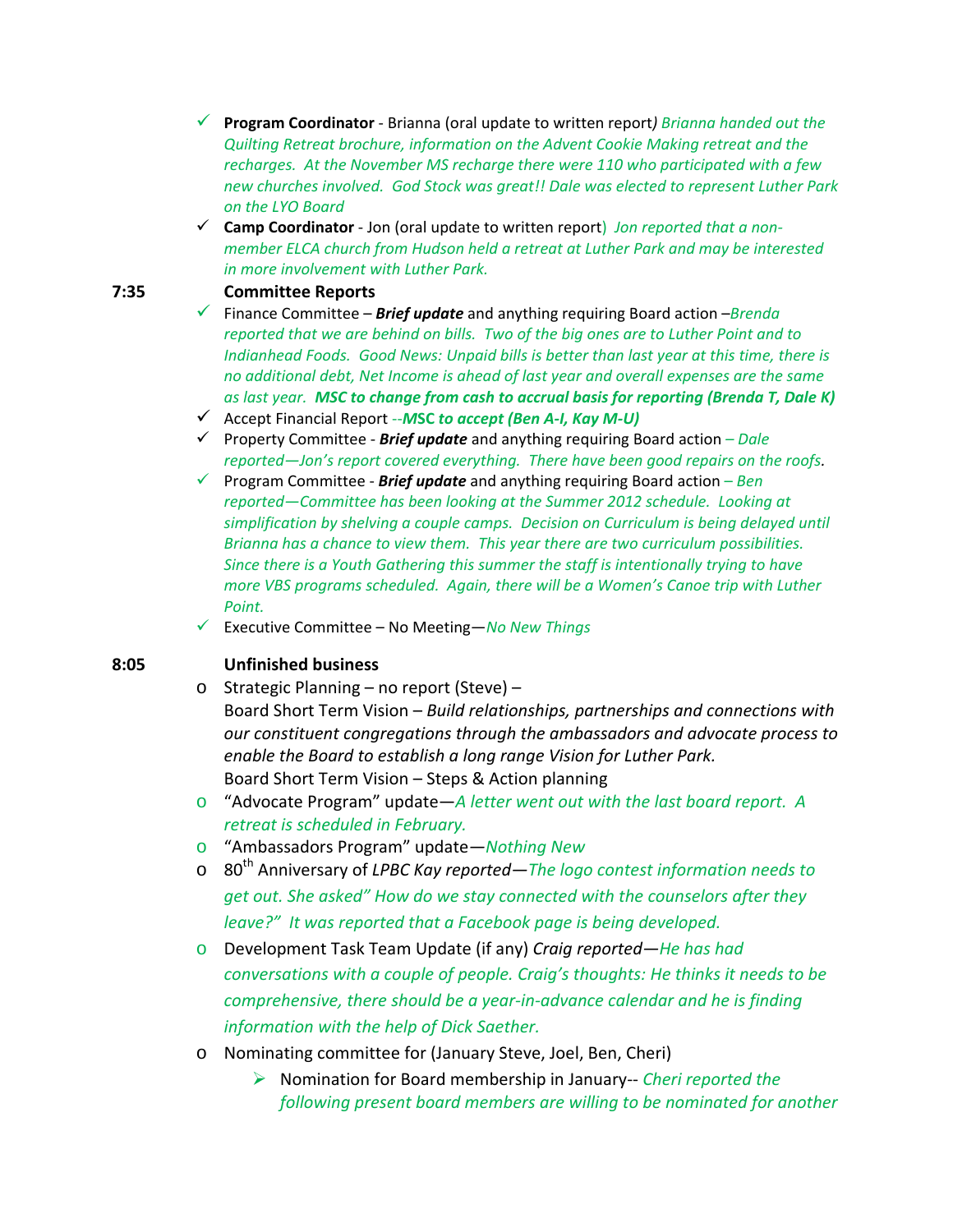- ✓ **Program Coordinator** - Brianna (oral update to written report*) Brianna handed out the Quilting Retreat brochure, information on the Advent Cookie Making retreat and the recharges. At the November MS recharge there were 110 who participated with a few new churches involved. God Stock was great!! Dale was elected to represent Luther Park on the LYO Board*
- ✓ **Camp Coordinator** - Jon (oral update to written report) *Jon reported that a non-member ELCA church from Hudson held a retreat at Luther Park and may be interested in more involvement with Luther Park.*

**7:35 Committee Reports**

- ✓ Finance Committee – ***Brief update*** and anything requiring Board action –*Brenda reported that we are behind on bills. Two of the big ones are to Luther Point and to Indianhead Foods. Good News: Unpaid bills is better than last year at this time, there is no additional debt, Net Income is ahead of last year and overall expenses are the same as last year.* ***MSC to change from cash to accrual basis for reporting (Brenda T, Dale K)***
- ✓ Accept Financial Report --***MSC to accept (Ben A-I, Kay M-U)***
- ✓ Property Committee - ***Brief update*** and anything requiring Board action – *Dale reported—Jon's report covered everything. There have been good repairs on the roofs.*
- ✓ Program Committee - ***Brief update*** and anything requiring Board action – *Ben reported—Committee has been looking at the Summer 2012 schedule. Looking at simplification by shelving a couple camps. Decision on Curriculum is being delayed until Brianna has a chance to view them. This year there are two curriculum possibilities. Since there is a Youth Gathering this summer the staff is intentionally trying to have more VBS programs scheduled. Again, there will be a Women's Canoe trip with Luther Point.*
- ✓ Executive Committee – No Meeting—*No New Things*

**8:05 Unfinished business**

- Strategic Planning – no report (Steve) –
  Board Short Term Vision – *Build relationships, partnerships and connections with our constituent congregations through the ambassadors and advocate process to enable the Board to establish a long range Vision for Luther Park.*
  Board Short Term Vision – Steps & Action planning
- "Advocate Program" update—*A letter went out with the last board report. A retreat is scheduled in February.*
- "Ambassadors Program" update—*Nothing New*
- 80th Anniversary of *LPBC Kay reported—The logo contest information needs to get out. She asked" How do we stay connected with the counselors after they leave?" It was reported that a Facebook page is being developed.*
- Development Task Team Update (if any) *Craig reported—He has had conversations with a couple of people. Craig's thoughts: He thinks it needs to be comprehensive, there should be a year-in-advance calendar and he is finding information with the help of Dick Saether.*
- Nominating committee for (January Steve, Joel, Ben, Cheri)
  - Nomination for Board membership in January-- *Cheri reported the following present board members are willing to be nominated for another*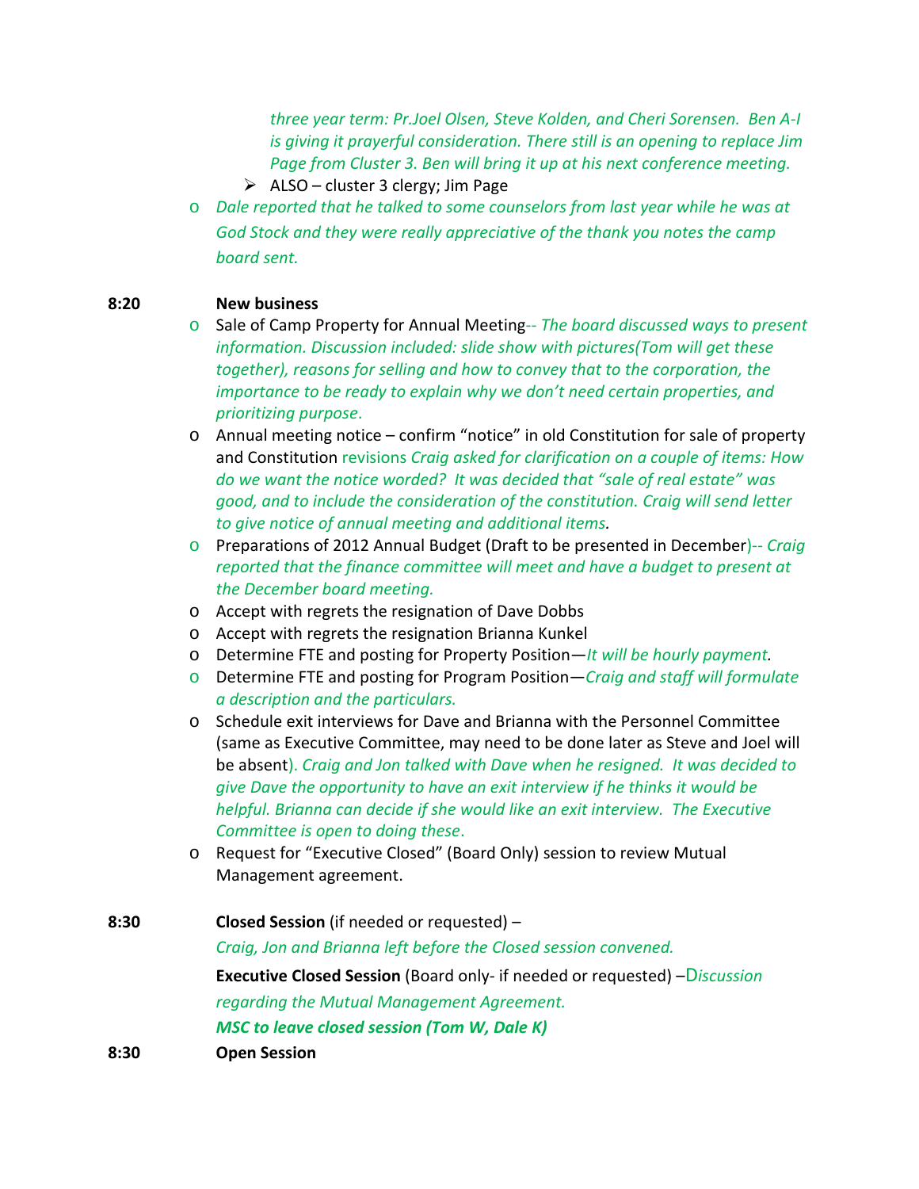*three year term: Pr.Joel Olsen, Steve Kolden, and Cheri Sorensen. Ben A-I is giving it prayerful consideration. There still is an opening to replace Jim Page from Cluster 3. Ben will bring it up at his next conference meeting.*

- ALSO – cluster 3 clergy; Jim Page

- *Dale reported that he talked to some counselors from last year while he was at God Stock and they were really appreciative of the thank you notes the camp board sent.*

**8:20 New business**

- Sale of Camp Property for Annual Meeting-- *The board discussed ways to present information. Discussion included: slide show with pictures(Tom will get these together), reasons for selling and how to convey that to the corporation, the importance to be ready to explain why we don't need certain properties, and prioritizing purpose.*
- Annual meeting notice – confirm "notice" in old Constitution for sale of property and Constitution revisions *Craig asked for clarification on a couple of items: How do we want the notice worded? It was decided that "sale of real estate" was good, and to include the consideration of the constitution. Craig will send letter to give notice of annual meeting and additional items.*
- Preparations of 2012 Annual Budget (Draft to be presented in December)-- *Craig reported that the finance committee will meet and have a budget to present at the December board meeting.*
- Accept with regrets the resignation of Dave Dobbs
- Accept with regrets the resignation Brianna Kunkel
- Determine FTE and posting for Property Position—*It will be hourly payment.*
- Determine FTE and posting for Program Position—*Craig and staff will formulate a description and the particulars.*
- Schedule exit interviews for Dave and Brianna with the Personnel Committee (same as Executive Committee, may need to be done later as Steve and Joel will be absent). *Craig and Jon talked with Dave when he resigned. It was decided to give Dave the opportunity to have an exit interview if he thinks it would be helpful. Brianna can decide if she would like an exit interview. The Executive Committee is open to doing these.*
- Request for "Executive Closed" (Board Only) session to review Mutual Management agreement.

**8:30 Closed Session** (if needed or requested) –

*Craig, Jon and Brianna left before the Closed session convened.*

**Executive Closed Session** (Board only- if needed or requested) –*Discussion regarding the Mutual Management Agreement.*

***MSC to leave closed session (Tom W, Dale K)***

**8:30 Open Session**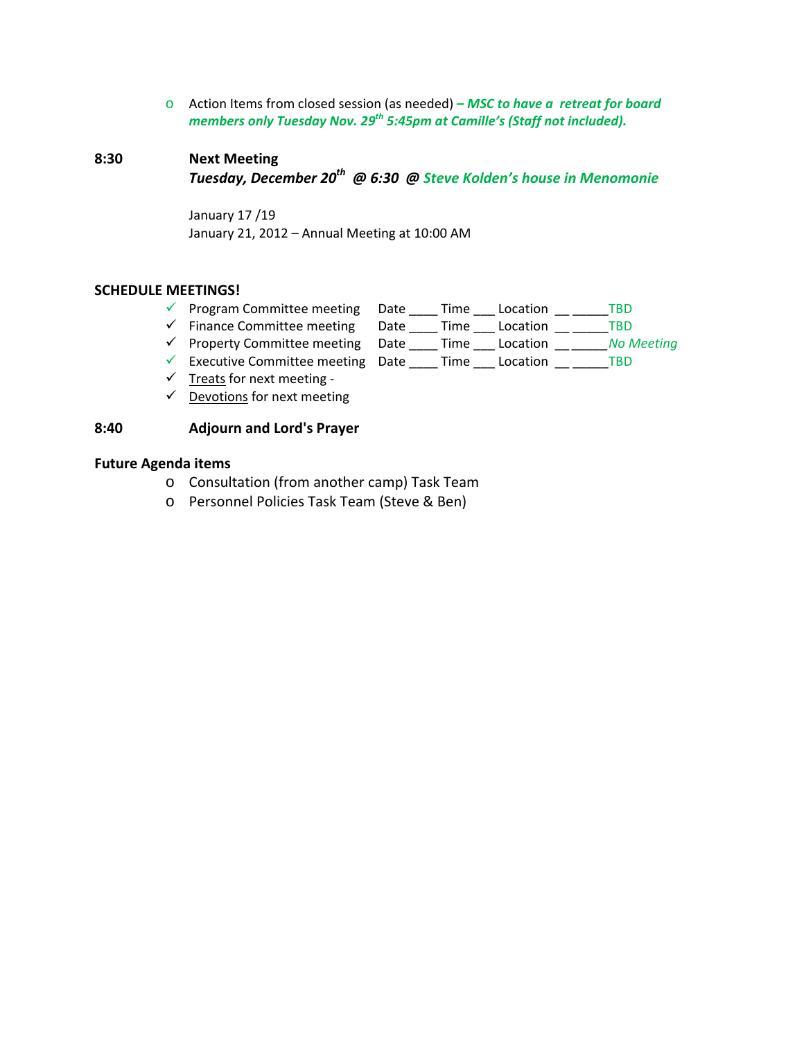- Action Items from closed session (as needed) ***– MSC to have a retreat for board members only Tuesday Nov. 29th 5:45pm at Camille's (Staff not included).***

**8:30** **Next Meeting**

***Tuesday, December 20th @ 6:30 @ Steve Kolden's house in Menomonie***

January 17 /19

January 21, 2012 – Annual Meeting at 10:00 AM

**SCHEDULE MEETINGS!**

- ✓ Program Committee meeting Date ____ Time ___ Location __ _____TBD
- ✓ Finance Committee meeting Date ____ Time ___ Location __ _____TBD
- ✓ Property Committee meeting Date ____ Time ___ Location __ _____*No Meeting*
- ✓ Executive Committee meeting Date ____ Time ___ Location __ _____TBD
- ✓ Treats for next meeting -
- ✓ Devotions for next meeting

**8:40** **Adjourn and Lord's Prayer**

**Future Agenda items**

- Consultation (from another camp) Task Team
- Personnel Policies Task Team (Steve & Ben)